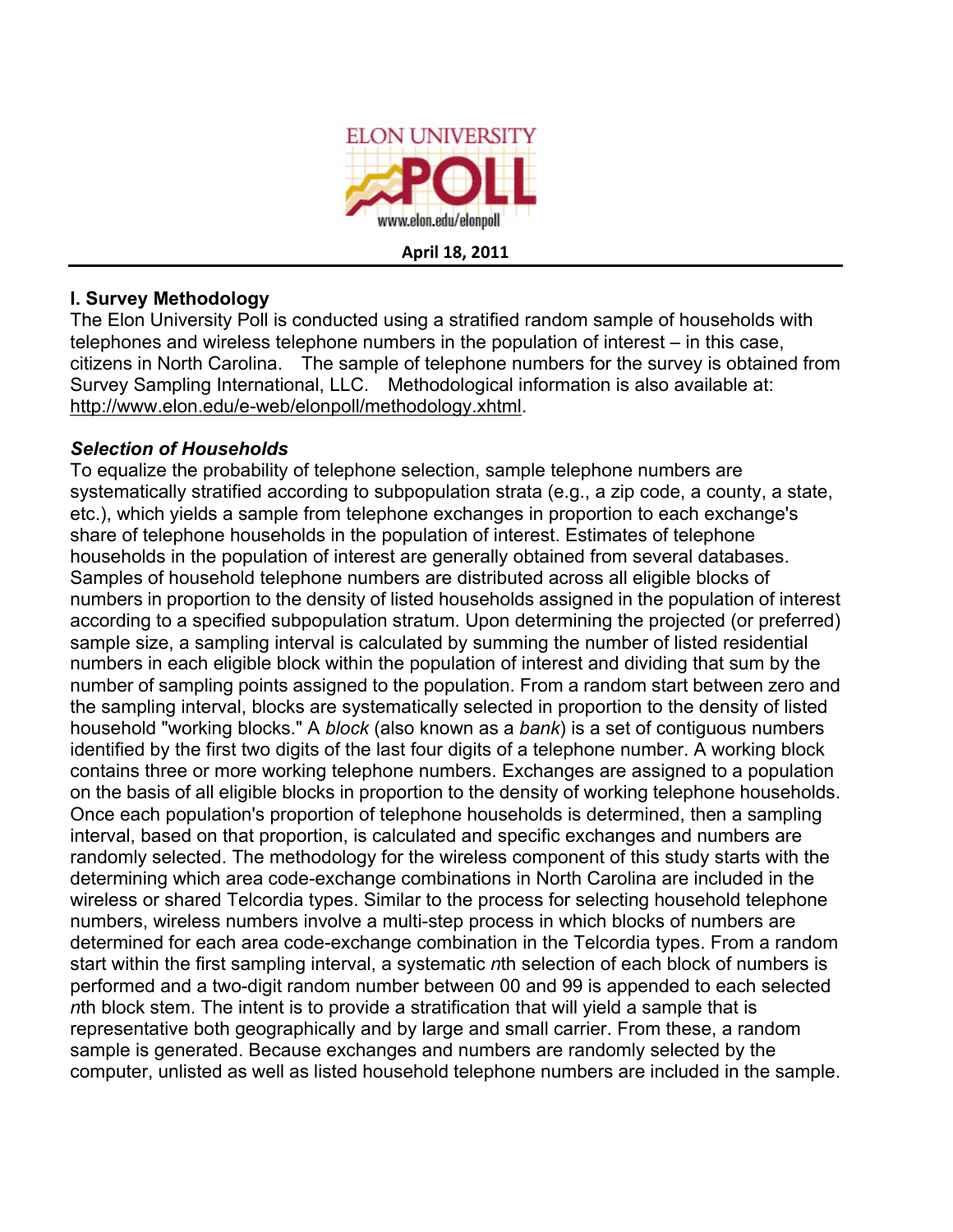**April 18, 2011**

## I. Survey Methodology

The Elon University Poll is conducted using a stratified random sample of households with telephones and wireless telephone numbers in the population of interest – in this case, citizens in North Carolina. The sample of telephone numbers for the survey is obtained from Survey Sampling International, LLC. Methodological information is also available at: http://www.elon.edu/e-web/elonpoll/methodology.xhtml.

### *Selection of Households*

To equalize the probability of telephone selection, sample telephone numbers are systematically stratified according to subpopulation strata (e.g., a zip code, a county, a state, etc.), which yields a sample from telephone exchanges in proportion to each exchange's share of telephone households in the population of interest. Estimates of telephone households in the population of interest are generally obtained from several databases. Samples of household telephone numbers are distributed across all eligible blocks of numbers in proportion to the density of listed households assigned in the population of interest according to a specified subpopulation stratum. Upon determining the projected (or preferred) sample size, a sampling interval is calculated by summing the number of listed residential numbers in each eligible block within the population of interest and dividing that sum by the number of sampling points assigned to the population. From a random start between zero and the sampling interval, blocks are systematically selected in proportion to the density of listed household "working blocks." A *block* (also known as a *bank*) is a set of contiguous numbers identified by the first two digits of the last four digits of a telephone number. A working block contains three or more working telephone numbers. Exchanges are assigned to a population on the basis of all eligible blocks in proportion to the density of working telephone households. Once each population's proportion of telephone households is determined, then a sampling interval, based on that proportion, is calculated and specific exchanges and numbers are randomly selected. The methodology for the wireless component of this study starts with the determining which area code-exchange combinations in North Carolina are included in the wireless or shared Telcordia types. Similar to the process for selecting household telephone numbers, wireless numbers involve a multi-step process in which blocks of numbers are determined for each area code-exchange combination in the Telcordia types. From a random start within the first sampling interval, a systematic *n*th selection of each block of numbers is performed and a two-digit random number between 00 and 99 is appended to each selected *n*th block stem. The intent is to provide a stratification that will yield a sample that is representative both geographically and by large and small carrier. From these, a random sample is generated. Because exchanges and numbers are randomly selected by the computer, unlisted as well as listed household telephone numbers are included in the sample.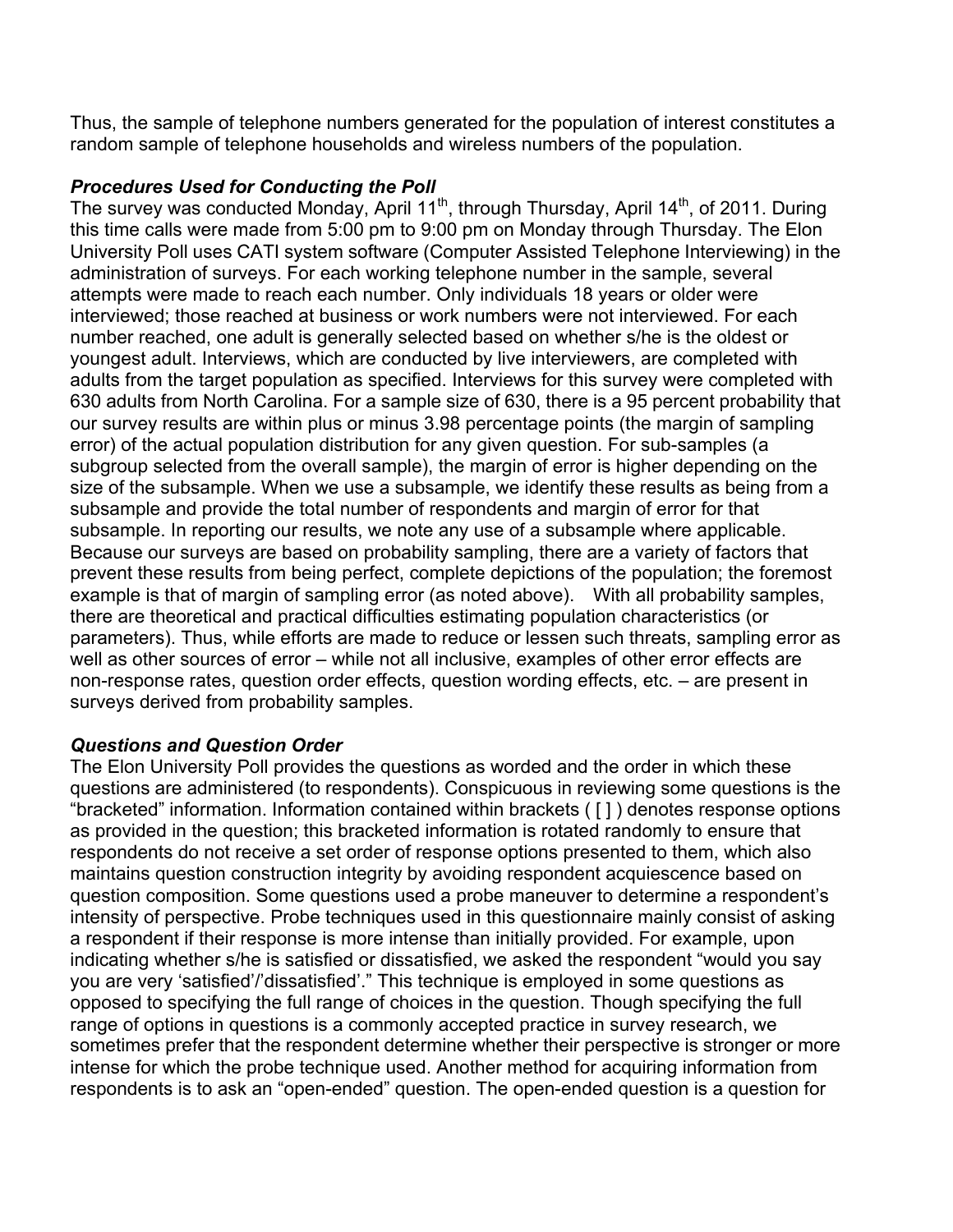Thus, the sample of telephone numbers generated for the population of interest constitutes a random sample of telephone households and wireless numbers of the population.

***Procedures Used for Conducting the Poll***

The survey was conducted Monday, April 11th, through Thursday, April 14th, of 2011. During this time calls were made from 5:00 pm to 9:00 pm on Monday through Thursday. The Elon University Poll uses CATI system software (Computer Assisted Telephone Interviewing) in the administration of surveys. For each working telephone number in the sample, several attempts were made to reach each number. Only individuals 18 years or older were interviewed; those reached at business or work numbers were not interviewed. For each number reached, one adult is generally selected based on whether s/he is the oldest or youngest adult. Interviews, which are conducted by live interviewers, are completed with adults from the target population as specified. Interviews for this survey were completed with 630 adults from North Carolina. For a sample size of 630, there is a 95 percent probability that our survey results are within plus or minus 3.98 percentage points (the margin of sampling error) of the actual population distribution for any given question. For sub-samples (a subgroup selected from the overall sample), the margin of error is higher depending on the size of the subsample. When we use a subsample, we identify these results as being from a subsample and provide the total number of respondents and margin of error for that subsample. In reporting our results, we note any use of a subsample where applicable. Because our surveys are based on probability sampling, there are a variety of factors that prevent these results from being perfect, complete depictions of the population; the foremost example is that of margin of sampling error (as noted above). With all probability samples, there are theoretical and practical difficulties estimating population characteristics (or parameters). Thus, while efforts are made to reduce or lessen such threats, sampling error as well as other sources of error – while not all inclusive, examples of other error effects are non-response rates, question order effects, question wording effects, etc. – are present in surveys derived from probability samples.

***Questions and Question Order***

The Elon University Poll provides the questions as worded and the order in which these questions are administered (to respondents). Conspicuous in reviewing some questions is the "bracketed" information. Information contained within brackets ( [ ] ) denotes response options as provided in the question; this bracketed information is rotated randomly to ensure that respondents do not receive a set order of response options presented to them, which also maintains question construction integrity by avoiding respondent acquiescence based on question composition. Some questions used a probe maneuver to determine a respondent's intensity of perspective. Probe techniques used in this questionnaire mainly consist of asking a respondent if their response is more intense than initially provided. For example, upon indicating whether s/he is satisfied or dissatisfied, we asked the respondent "would you say you are very 'satisfied'/'dissatisfied'." This technique is employed in some questions as opposed to specifying the full range of choices in the question. Though specifying the full range of options in questions is a commonly accepted practice in survey research, we sometimes prefer that the respondent determine whether their perspective is stronger or more intense for which the probe technique used. Another method for acquiring information from respondents is to ask an "open-ended" question. The open-ended question is a question for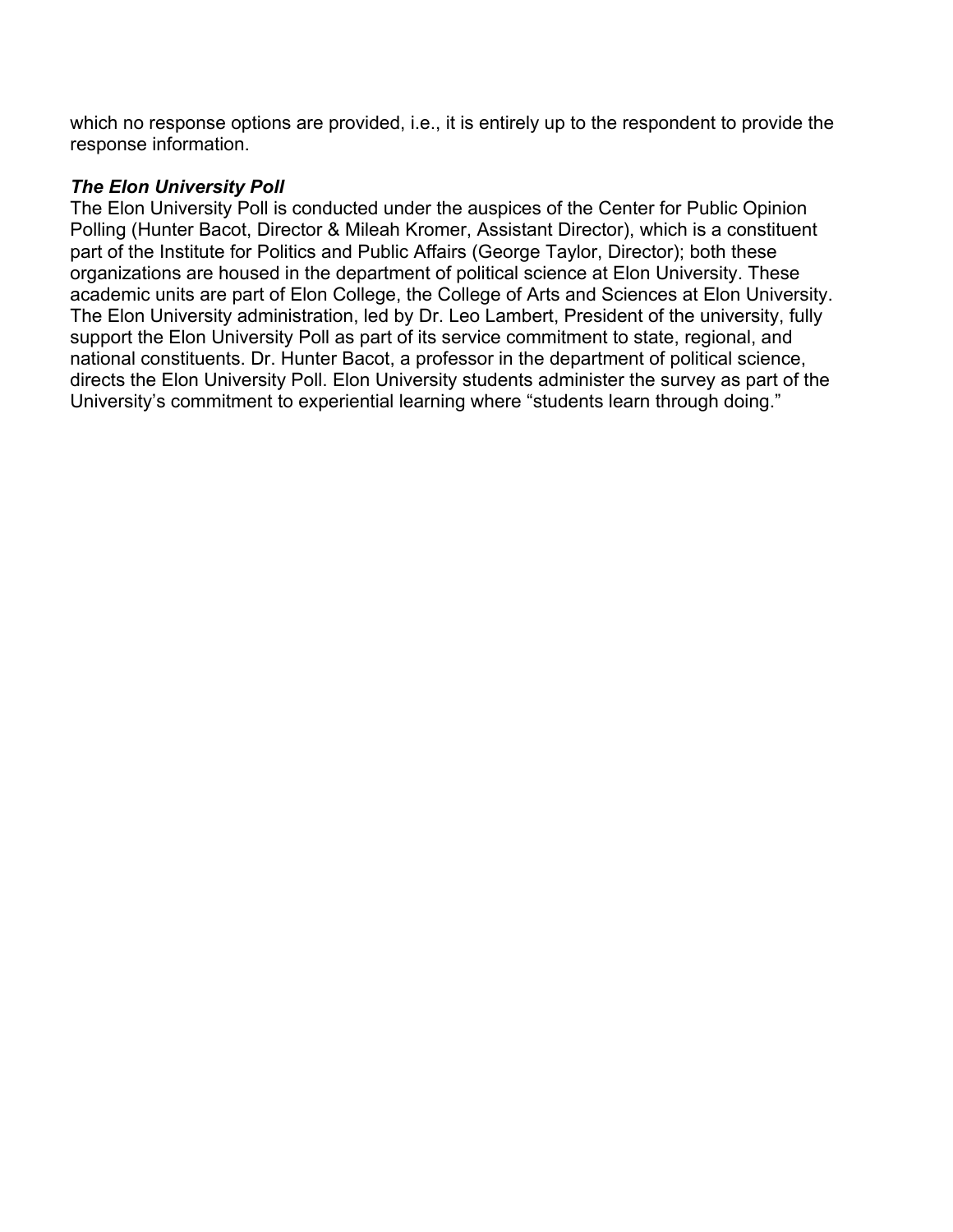which no response options are provided, i.e., it is entirely up to the respondent to provide the response information.

***The Elon University Poll***

The Elon University Poll is conducted under the auspices of the Center for Public Opinion Polling (Hunter Bacot, Director & Mileah Kromer, Assistant Director), which is a constituent part of the Institute for Politics and Public Affairs (George Taylor, Director); both these organizations are housed in the department of political science at Elon University. These academic units are part of Elon College, the College of Arts and Sciences at Elon University. The Elon University administration, led by Dr. Leo Lambert, President of the university, fully support the Elon University Poll as part of its service commitment to state, regional, and national constituents. Dr. Hunter Bacot, a professor in the department of political science, directs the Elon University Poll. Elon University students administer the survey as part of the University's commitment to experiential learning where "students learn through doing."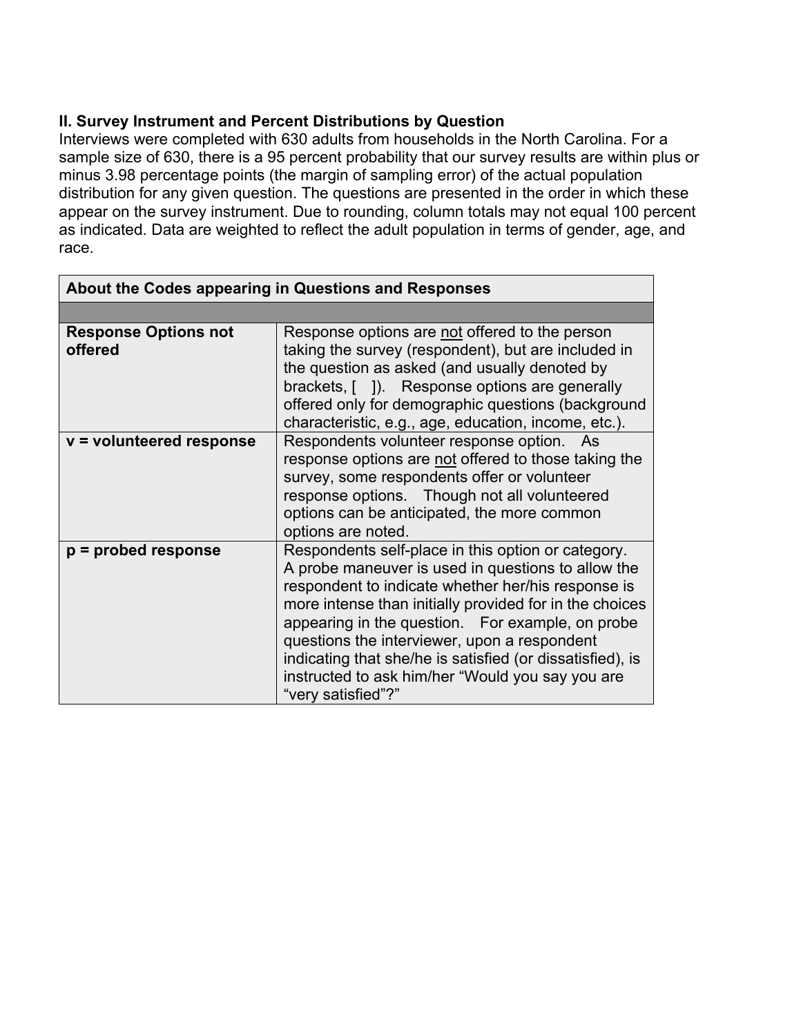## II. Survey Instrument and Percent Distributions by Question

Interviews were completed with 630 adults from households in the North Carolina. For a sample size of 630, there is a 95 percent probability that our survey results are within plus or minus 3.98 percentage points (the margin of sampling error) of the actual population distribution for any given question. The questions are presented in the order in which these appear on the survey instrument. Due to rounding, column totals may not equal 100 percent as indicated. Data are weighted to reflect the adult population in terms of gender, age, and race.

| **About the Codes appearing in Questions and Responses** | |
|---|---|
| | |
| **Response Options not offered** | Response options are not offered to the person taking the survey (respondent), but are included in the question as asked (and usually denoted by brackets, [ ]). Response options are generally offered only for demographic questions (background characteristic, e.g., age, education, income, etc.). |
| **v = volunteered response** | Respondents volunteer response option. As response options are not offered to those taking the survey, some respondents offer or volunteer response options. Though not all volunteered options can be anticipated, the more common options are noted. |
| **p = probed response** | Respondents self-place in this option or category. A probe maneuver is used in questions to allow the respondent to indicate whether her/his response is more intense than initially provided for in the choices appearing in the question. For example, on probe questions the interviewer, upon a respondent indicating that she/he is satisfied (or dissatisfied), is instructed to ask him/her "Would you say you are "very satisfied"?" |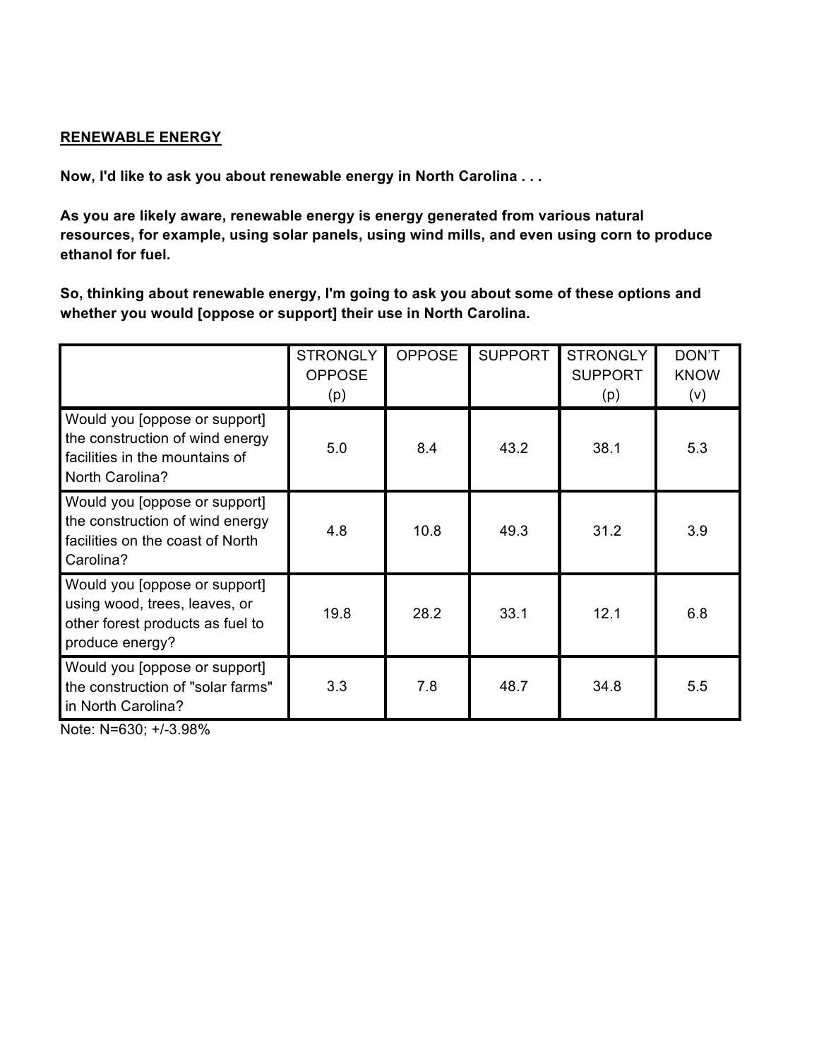## RENEWABLE ENERGY

**Now, I'd like to ask you about renewable energy in North Carolina . . .**

**As you are likely aware, renewable energy is energy generated from various natural resources, for example, using solar panels, using wind mills, and even using corn to produce ethanol for fuel.**

**So, thinking about renewable energy, I'm going to ask you about some of these options and whether you would [oppose or support] their use in North Carolina.**

| | STRONGLY OPPOSE (p) | OPPOSE | SUPPORT | STRONGLY SUPPORT (p) | DON'T KNOW (v) |
|---|---|---|---|---|---|
| Would you [oppose or support] the construction of wind energy facilities in the mountains of North Carolina? | 5.0 | 8.4 | 43.2 | 38.1 | 5.3 |
| Would you [oppose or support] the construction of wind energy facilities on the coast of North Carolina? | 4.8 | 10.8 | 49.3 | 31.2 | 3.9 |
| Would you [oppose or support] using wood, trees, leaves, or other forest products as fuel to produce energy? | 19.8 | 28.2 | 33.1 | 12.1 | 6.8 |
| Would you [oppose or support] the construction of "solar farms" in North Carolina? | 3.3 | 7.8 | 48.7 | 34.8 | 5.5 |

Note: N=630; +/-3.98%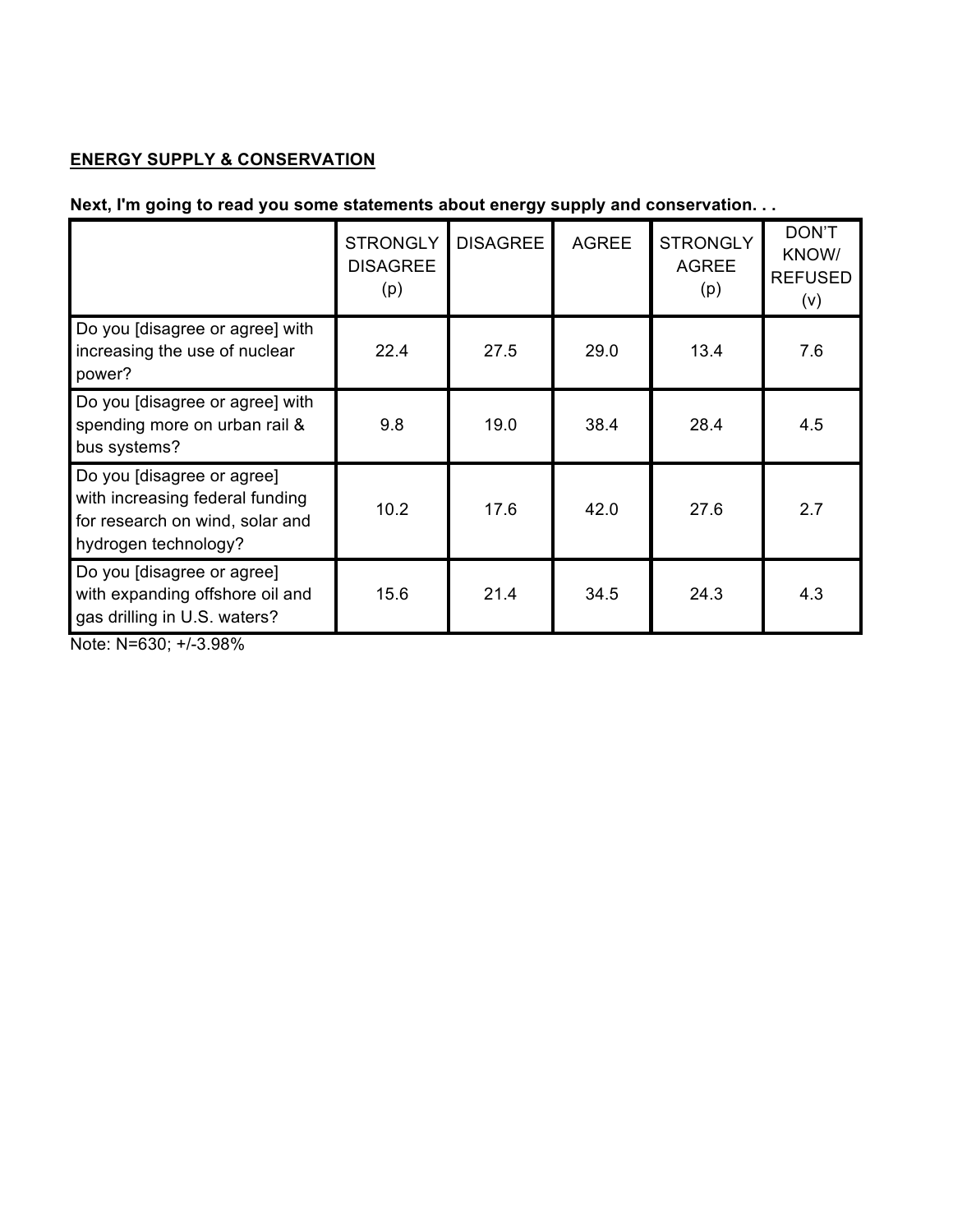**<u>ENERGY SUPPLY & CONSERVATION</u>**

**Next, I'm going to read you some statements about energy supply and conservation. . .**

| | STRONGLY DISAGREE (p) | DISAGREE | AGREE | STRONGLY AGREE (p) | DON'T KNOW/ REFUSED (v) |
|---|---|---|---|---|---|
| Do you [disagree or agree] with increasing the use of nuclear power? | 22.4 | 27.5 | 29.0 | 13.4 | 7.6 |
| Do you [disagree or agree] with spending more on urban rail & bus systems? | 9.8 | 19.0 | 38.4 | 28.4 | 4.5 |
| Do you [disagree or agree] with increasing federal funding for research on wind, solar and hydrogen technology? | 10.2 | 17.6 | 42.0 | 27.6 | 2.7 |
| Do you [disagree or agree] with expanding offshore oil and gas drilling in U.S. waters? | 15.6 | 21.4 | 34.5 | 24.3 | 4.3 |

Note: N=630; +/-3.98%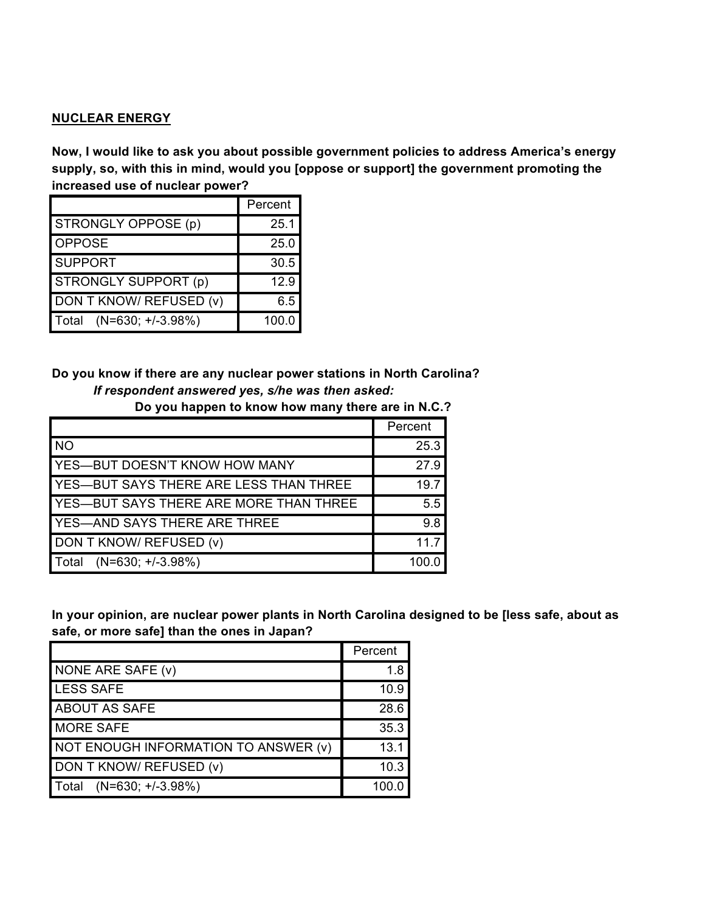**NUCLEAR ENERGY**

**Now, I would like to ask you about possible government policies to address America's energy supply, so, with this in mind, would you [oppose or support] the government promoting the increased use of nuclear power?**

| | Percent |
|---|---|
| STRONGLY OPPOSE (p) | 25.1 |
| OPPOSE | 25.0 |
| SUPPORT | 30.5 |
| STRONGLY SUPPORT (p) | 12.9 |
| DON T KNOW/ REFUSED (v) | 6.5 |
| Total (N=630; +/-3.98%) | 100.0 |

**Do you know if there are any nuclear power stations in North Carolina?**

***If respondent answered yes, s/he was then asked:***

**Do you happen to know how many there are in N.C.?**

| | Percent |
|---|---|
| NO | 25.3 |
| YES—BUT DOESN'T KNOW HOW MANY | 27.9 |
| YES—BUT SAYS THERE ARE LESS THAN THREE | 19.7 |
| YES—BUT SAYS THERE ARE MORE THAN THREE | 5.5 |
| YES—AND SAYS THERE ARE THREE | 9.8 |
| DON T KNOW/ REFUSED (v) | 11.7 |
| Total (N=630; +/-3.98%) | 100.0 |

**In your opinion, are nuclear power plants in North Carolina designed to be [less safe, about as safe, or more safe] than the ones in Japan?**

| | Percent |
|---|---|
| NONE ARE SAFE (v) | 1.8 |
| LESS SAFE | 10.9 |
| ABOUT AS SAFE | 28.6 |
| MORE SAFE | 35.3 |
| NOT ENOUGH INFORMATION TO ANSWER (v) | 13.1 |
| DON T KNOW/ REFUSED (v) | 10.3 |
| Total (N=630; +/-3.98%) | 100.0 |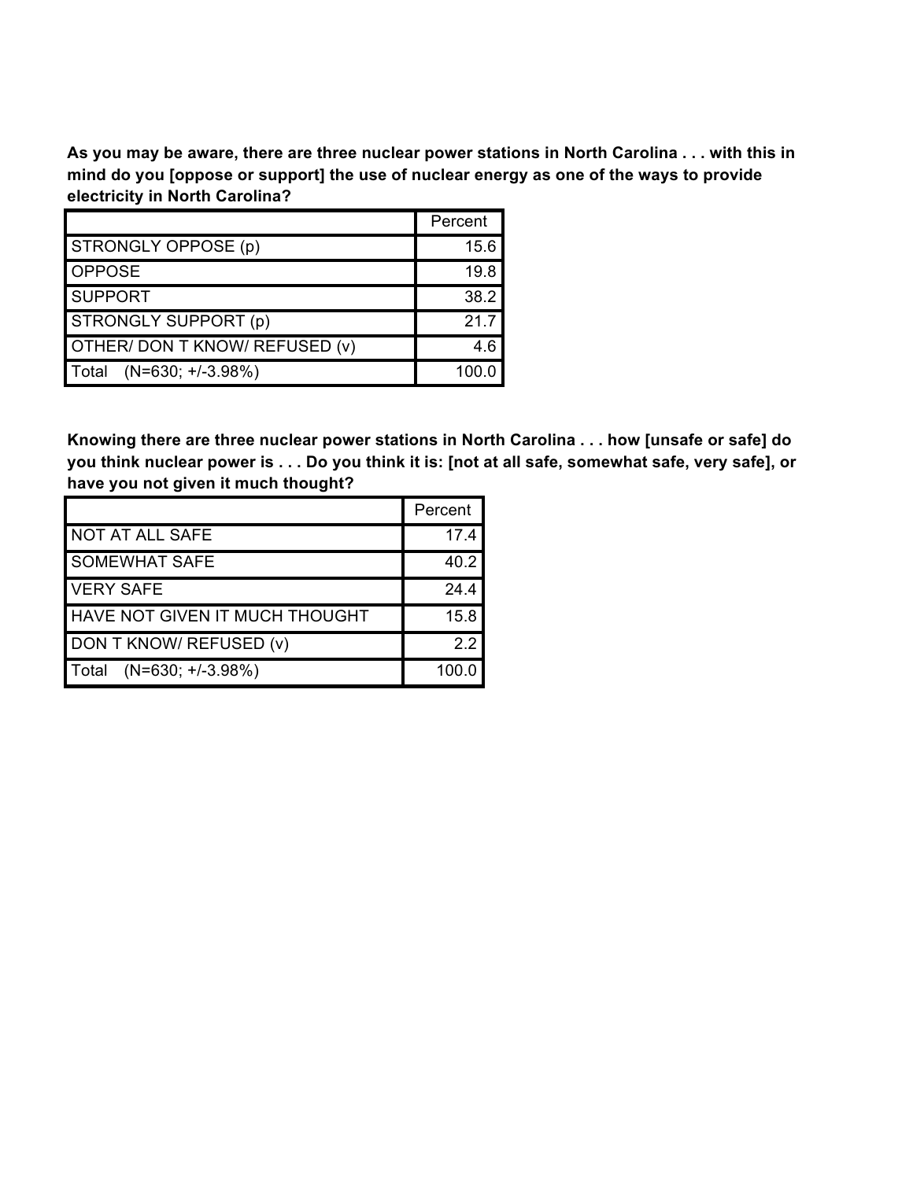**As you may be aware, there are three nuclear power stations in North Carolina . . . with this in mind do you [oppose or support] the use of nuclear energy as one of the ways to provide electricity in North Carolina?**

| | Percent |
|---|---|
| STRONGLY OPPOSE (p) | 15.6 |
| OPPOSE | 19.8 |
| SUPPORT | 38.2 |
| STRONGLY SUPPORT (p) | 21.7 |
| OTHER/ DON T KNOW/ REFUSED (v) | 4.6 |
| Total (N=630; +/-3.98%) | 100.0 |

**Knowing there are three nuclear power stations in North Carolina . . . how [unsafe or safe] do you think nuclear power is . . . Do you think it is: [not at all safe, somewhat safe, very safe], or have you not given it much thought?**

| | Percent |
|---|---|
| NOT AT ALL SAFE | 17.4 |
| SOMEWHAT SAFE | 40.2 |
| VERY SAFE | 24.4 |
| HAVE NOT GIVEN IT MUCH THOUGHT | 15.8 |
| DON T KNOW/ REFUSED (v) | 2.2 |
| Total (N=630; +/-3.98%) | 100.0 |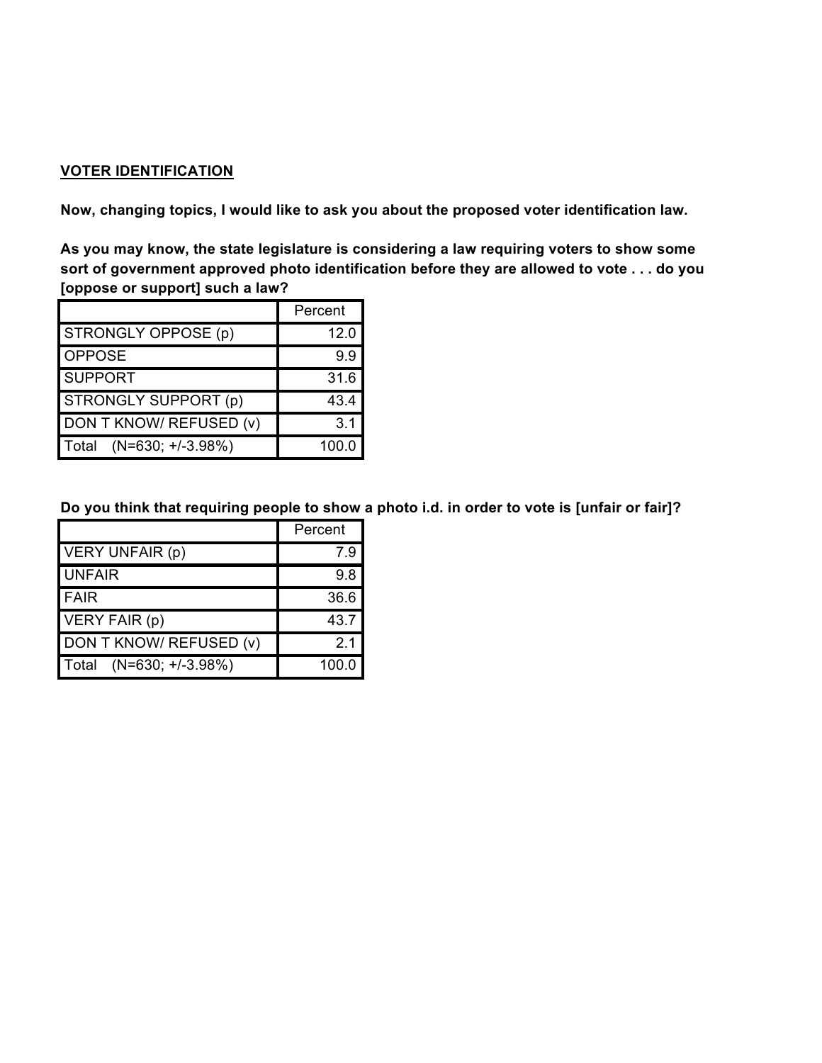**VOTER IDENTIFICATION**

**Now, changing topics, I would like to ask you about the proposed voter identification law.**

**As you may know, the state legislature is considering a law requiring voters to show some sort of government approved photo identification before they are allowed to vote . . . do you [oppose or support] such a law?**

| | Percent |
|---|---|
| STRONGLY OPPOSE (p) | 12.0 |
| OPPOSE | 9.9 |
| SUPPORT | 31.6 |
| STRONGLY SUPPORT (p) | 43.4 |
| DON T KNOW/ REFUSED (v) | 3.1 |
| Total (N=630; +/-3.98%) | 100.0 |

**Do you think that requiring people to show a photo i.d. in order to vote is [unfair or fair]?**

| | Percent |
|---|---|
| VERY UNFAIR (p) | 7.9 |
| UNFAIR | 9.8 |
| FAIR | 36.6 |
| VERY FAIR (p) | 43.7 |
| DON T KNOW/ REFUSED (v) | 2.1 |
| Total (N=630; +/-3.98%) | 100.0 |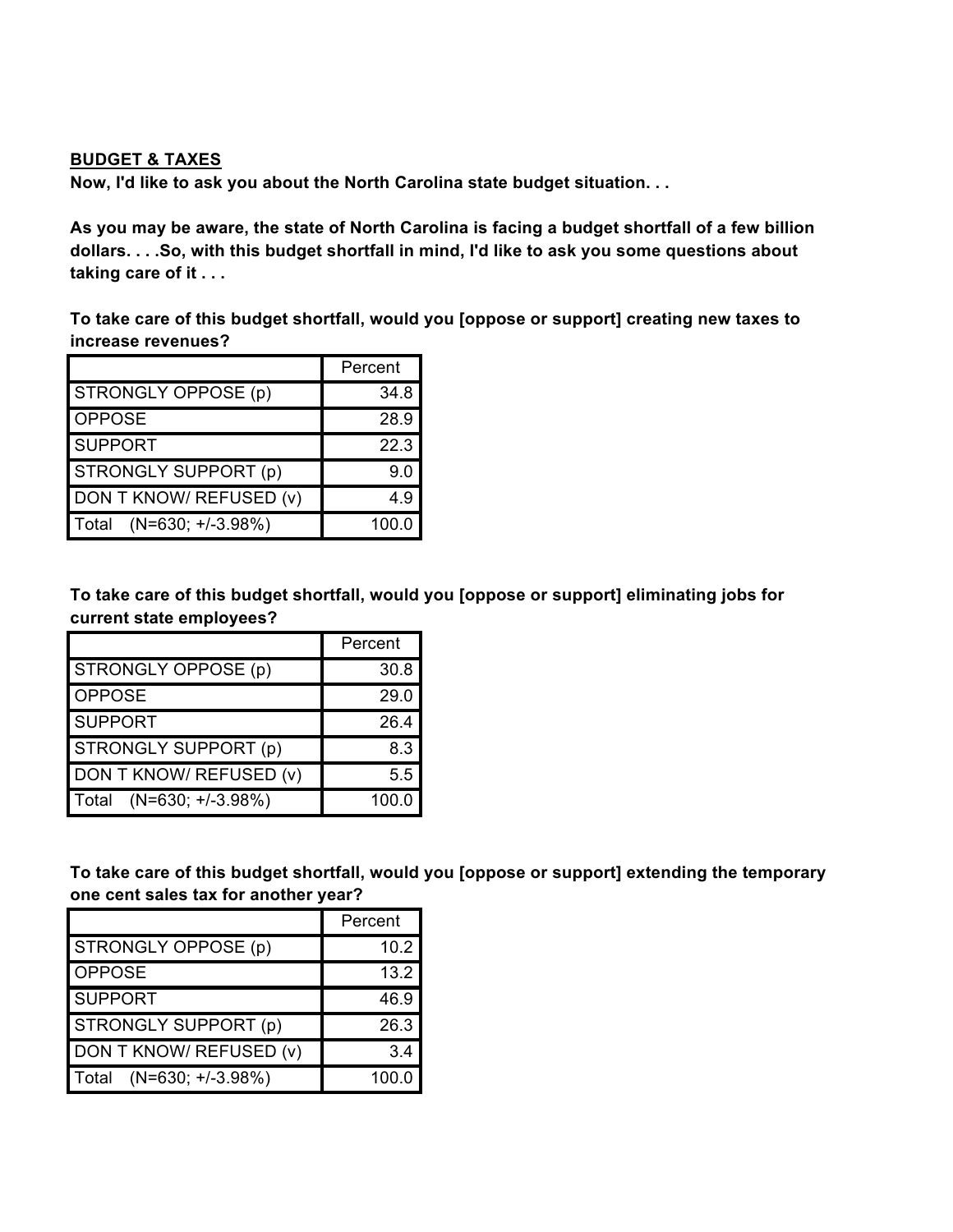**BUDGET & TAXES**

**Now, I'd like to ask you about the North Carolina state budget situation. . .**

**As you may be aware, the state of North Carolina is facing a budget shortfall of a few billion dollars. . . .So, with this budget shortfall in mind, I'd like to ask you some questions about taking care of it . . .**

**To take care of this budget shortfall, would you [oppose or support] creating new taxes to increase revenues?**

| | Percent |
|---|---|
| STRONGLY OPPOSE (p) | 34.8 |
| OPPOSE | 28.9 |
| SUPPORT | 22.3 |
| STRONGLY SUPPORT (p) | 9.0 |
| DON T KNOW/ REFUSED (v) | 4.9 |
| Total (N=630; +/-3.98%) | 100.0 |

**To take care of this budget shortfall, would you [oppose or support] eliminating jobs for current state employees?**

| | Percent |
|---|---|
| STRONGLY OPPOSE (p) | 30.8 |
| OPPOSE | 29.0 |
| SUPPORT | 26.4 |
| STRONGLY SUPPORT (p) | 8.3 |
| DON T KNOW/ REFUSED (v) | 5.5 |
| Total (N=630; +/-3.98%) | 100.0 |

**To take care of this budget shortfall, would you [oppose or support] extending the temporary one cent sales tax for another year?**

| | Percent |
|---|---|
| STRONGLY OPPOSE (p) | 10.2 |
| OPPOSE | 13.2 |
| SUPPORT | 46.9 |
| STRONGLY SUPPORT (p) | 26.3 |
| DON T KNOW/ REFUSED (v) | 3.4 |
| Total (N=630; +/-3.98%) | 100.0 |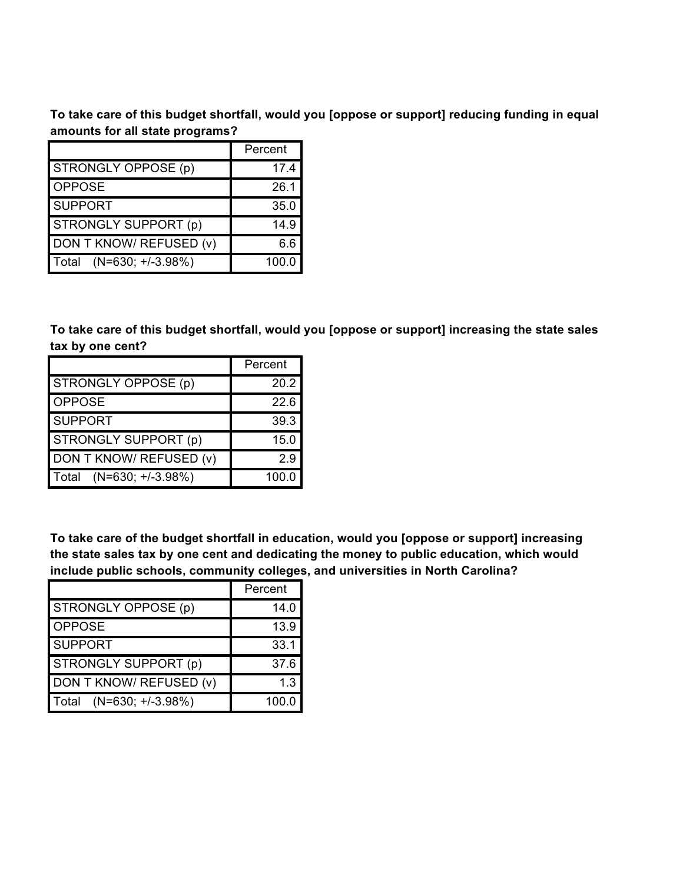**To take care of this budget shortfall, would you [oppose or support] reducing funding in equal amounts for all state programs?**

| | Percent |
|---|---|
| STRONGLY OPPOSE (p) | 17.4 |
| OPPOSE | 26.1 |
| SUPPORT | 35.0 |
| STRONGLY SUPPORT (p) | 14.9 |
| DON T KNOW/ REFUSED (v) | 6.6 |
| Total (N=630; +/-3.98%) | 100.0 |

**To take care of this budget shortfall, would you [oppose or support] increasing the state sales tax by one cent?**

| | Percent |
|---|---|
| STRONGLY OPPOSE (p) | 20.2 |
| OPPOSE | 22.6 |
| SUPPORT | 39.3 |
| STRONGLY SUPPORT (p) | 15.0 |
| DON T KNOW/ REFUSED (v) | 2.9 |
| Total (N=630; +/-3.98%) | 100.0 |

**To take care of the budget shortfall in education, would you [oppose or support] increasing the state sales tax by one cent and dedicating the money to public education, which would include public schools, community colleges, and universities in North Carolina?**

| | Percent |
|---|---|
| STRONGLY OPPOSE (p) | 14.0 |
| OPPOSE | 13.9 |
| SUPPORT | 33.1 |
| STRONGLY SUPPORT (p) | 37.6 |
| DON T KNOW/ REFUSED (v) | 1.3 |
| Total (N=630; +/-3.98%) | 100.0 |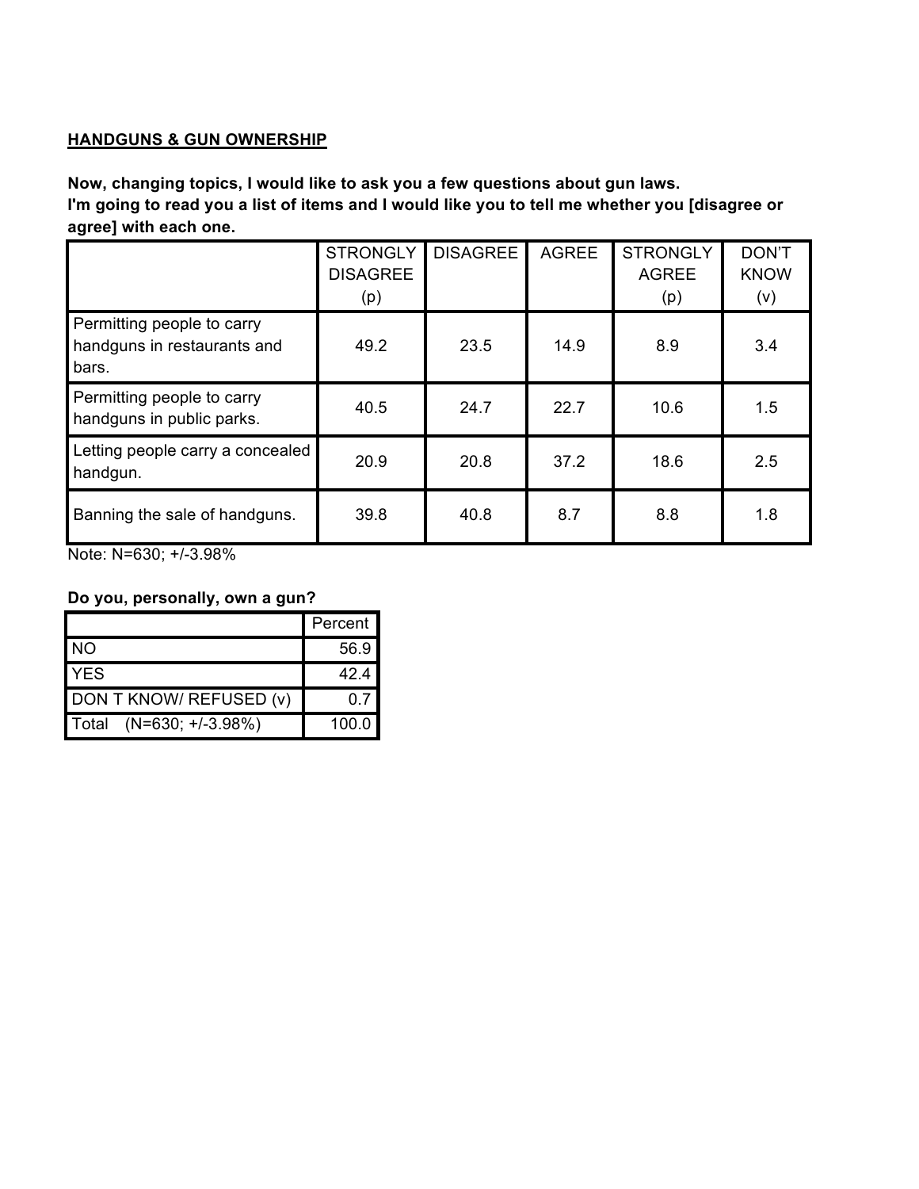**HANDGUNS & GUN OWNERSHIP**

**Now, changing topics, I would like to ask you a few questions about gun laws.**
**I'm going to read you a list of items and I would like you to tell me whether you [disagree or agree] with each one.**

| | STRONGLY DISAGREE (p) | DISAGREE | AGREE | STRONGLY AGREE (p) | DON'T KNOW (v) |
|---|---|---|---|---|---|
| Permitting people to carry handguns in restaurants and bars. | 49.2 | 23.5 | 14.9 | 8.9 | 3.4 |
| Permitting people to carry handguns in public parks. | 40.5 | 24.7 | 22.7 | 10.6 | 1.5 |
| Letting people carry a concealed handgun. | 20.9 | 20.8 | 37.2 | 18.6 | 2.5 |
| Banning the sale of handguns. | 39.8 | 40.8 | 8.7 | 8.8 | 1.8 |

Note: N=630; +/-3.98%

**Do you, personally, own a gun?**

| | Percent |
|---|---|
| NO | 56.9 |
| YES | 42.4 |
| DON T KNOW/ REFUSED (v) | 0.7 |
| Total (N=630; +/-3.98%) | 100.0 |